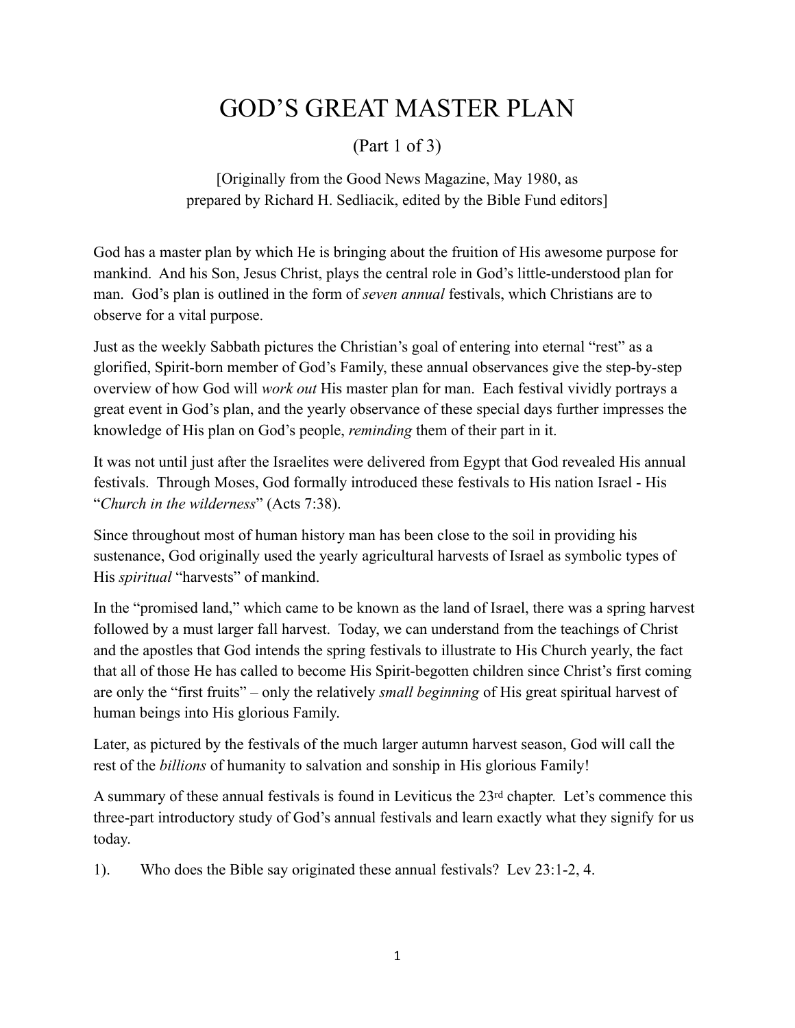# GOD'S GREAT MASTER PLAN

(Part 1 of 3)

[Originally from the Good News Magazine, May 1980, as prepared by Richard H. Sedliacik, edited by the Bible Fund editors]

God has a master plan by which He is bringing about the fruition of His awesome purpose for mankind. And his Son, Jesus Christ, plays the central role in God's little-understood plan for man. God's plan is outlined in the form of *seven annual* festivals, which Christians are to observe for a vital purpose.

Just as the weekly Sabbath pictures the Christian's goal of entering into eternal "rest" as a glorified, Spirit-born member of God's Family, these annual observances give the step-by-step overview of how God will *work out* His master plan for man. Each festival vividly portrays a great event in God's plan, and the yearly observance of these special days further impresses the knowledge of His plan on God's people, *reminding* them of their part in it.

It was not until just after the Israelites were delivered from Egypt that God revealed His annual festivals. Through Moses, God formally introduced these festivals to His nation Israel - His "*Church in the wilderness*" (Acts 7:38).

Since throughout most of human history man has been close to the soil in providing his sustenance, God originally used the yearly agricultural harvests of Israel as symbolic types of His *spiritual* "harvests" of mankind.

In the "promised land," which came to be known as the land of Israel, there was a spring harvest followed by a must larger fall harvest. Today, we can understand from the teachings of Christ and the apostles that God intends the spring festivals to illustrate to His Church yearly, the fact that all of those He has called to become His Spirit-begotten children since Christ's first coming are only the "first fruits" – only the relatively *small beginning* of His great spiritual harvest of human beings into His glorious Family.

Later, as pictured by the festivals of the much larger autumn harvest season, God will call the rest of the *billions* of humanity to salvation and sonship in His glorious Family!

A summary of these annual festivals is found in Leviticus the 23rd chapter. Let's commence this three-part introductory study of God's annual festivals and learn exactly what they signify for us today.

1). Who does the Bible say originated these annual festivals? Lev 23:1-2, 4.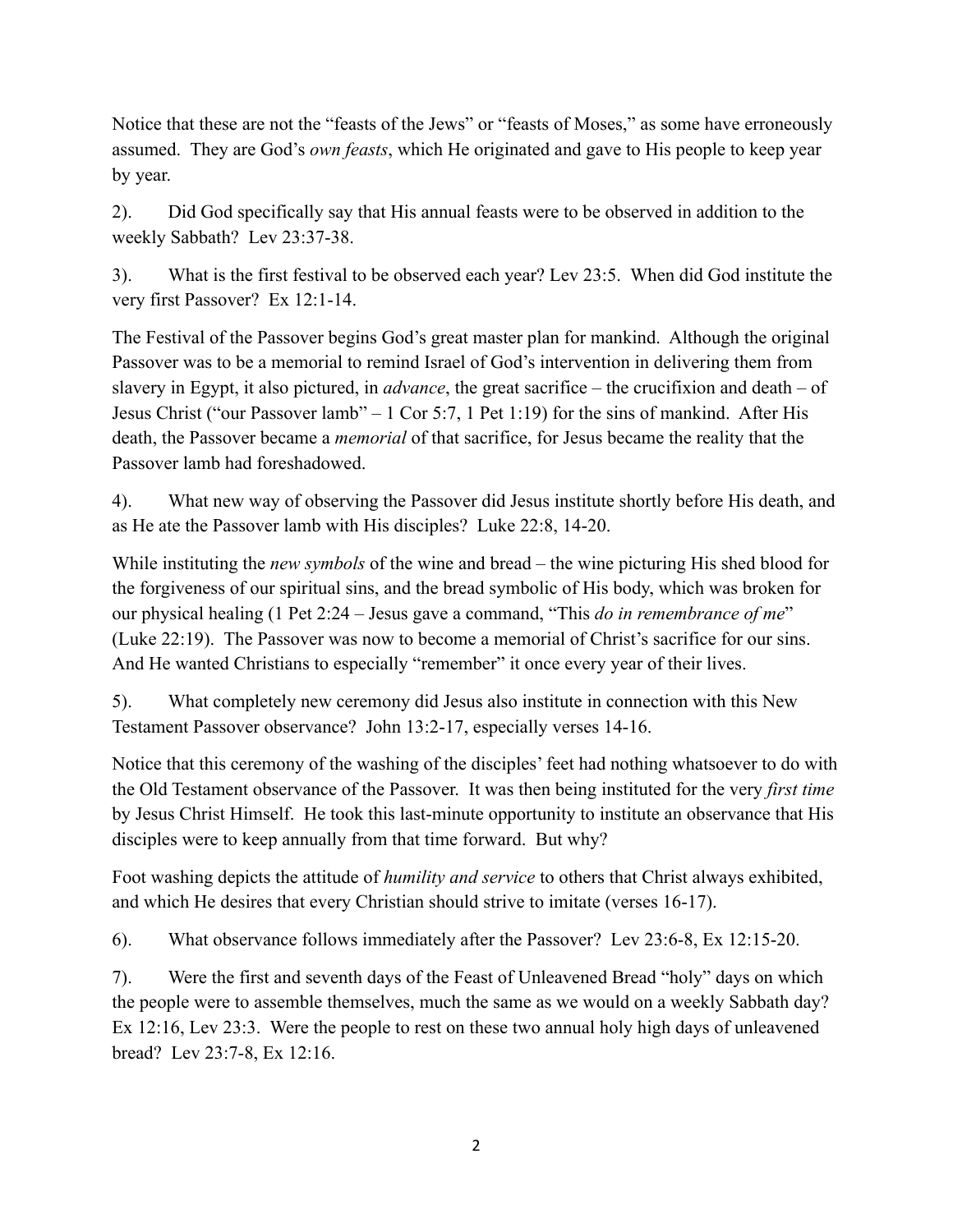Notice that these are not the "feasts of the Jews" or "feasts of Moses," as some have erroneously assumed. They are God's *own feasts*, which He originated and gave to His people to keep year by year.

2). Did God specifically say that His annual feasts were to be observed in addition to the weekly Sabbath? Lev 23:37-38.

3). What is the first festival to be observed each year? Lev 23:5. When did God institute the very first Passover? Ex 12:1-14.

The Festival of the Passover begins God's great master plan for mankind. Although the original Passover was to be a memorial to remind Israel of God's intervention in delivering them from slavery in Egypt, it also pictured, in *advance*, the great sacrifice – the crucifixion and death – of Jesus Christ ("our Passover lamb" – 1 Cor 5:7, 1 Pet 1:19) for the sins of mankind. After His death, the Passover became a *memorial* of that sacrifice, for Jesus became the reality that the Passover lamb had foreshadowed.

4). What new way of observing the Passover did Jesus institute shortly before His death, and as He ate the Passover lamb with His disciples? Luke 22:8, 14-20.

While instituting the *new symbols* of the wine and bread – the wine picturing His shed blood for the forgiveness of our spiritual sins, and the bread symbolic of His body, which was broken for our physical healing (1 Pet 2:24 – Jesus gave a command, "This *do in remembrance of me*" (Luke 22:19). The Passover was now to become a memorial of Christ's sacrifice for our sins. And He wanted Christians to especially "remember" it once every year of their lives.

5). What completely new ceremony did Jesus also institute in connection with this New Testament Passover observance? John 13:2-17, especially verses 14-16.

Notice that this ceremony of the washing of the disciples' feet had nothing whatsoever to do with the Old Testament observance of the Passover. It was then being instituted for the very *first time* by Jesus Christ Himself. He took this last-minute opportunity to institute an observance that His disciples were to keep annually from that time forward. But why?

Foot washing depicts the attitude of *humility and service* to others that Christ always exhibited, and which He desires that every Christian should strive to imitate (verses 16-17).

6). What observance follows immediately after the Passover? Lev 23:6-8, Ex 12:15-20.

7). Were the first and seventh days of the Feast of Unleavened Bread "holy" days on which the people were to assemble themselves, much the same as we would on a weekly Sabbath day? Ex 12:16, Lev 23:3. Were the people to rest on these two annual holy high days of unleavened bread? Lev 23:7-8, Ex 12:16.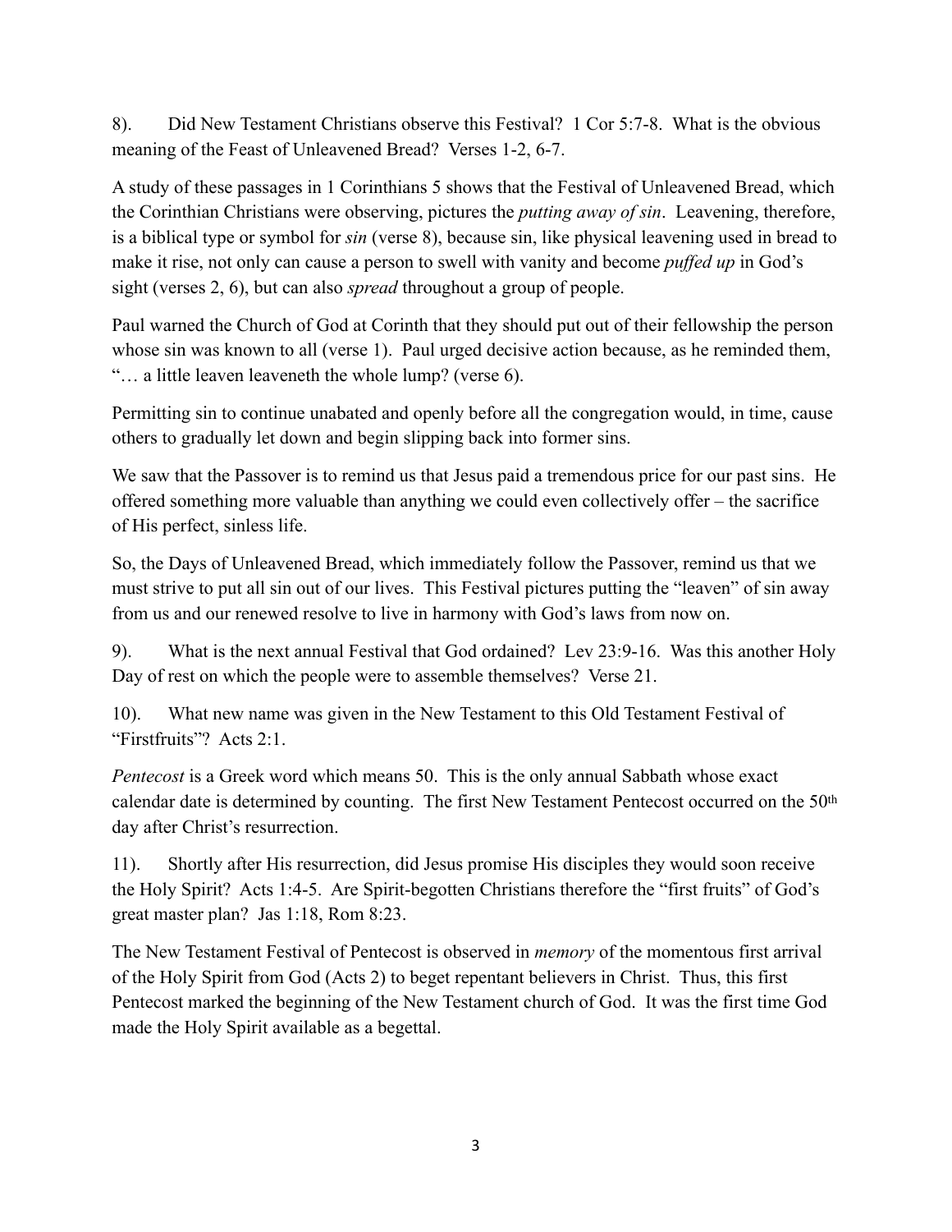8). Did New Testament Christians observe this Festival? 1 Cor 5:7-8. What is the obvious meaning of the Feast of Unleavened Bread? Verses 1-2, 6-7.

A study of these passages in 1 Corinthians 5 shows that the Festival of Unleavened Bread, which the Corinthian Christians were observing, pictures the *putting away of sin*. Leavening, therefore, is a biblical type or symbol for *sin* (verse 8), because sin, like physical leavening used in bread to make it rise, not only can cause a person to swell with vanity and become *puffed up* in God's sight (verses 2, 6), but can also *spread* throughout a group of people.

Paul warned the Church of God at Corinth that they should put out of their fellowship the person whose sin was known to all (verse 1). Paul urged decisive action because, as he reminded them, "… a little leaven leaveneth the whole lump? (verse 6).

Permitting sin to continue unabated and openly before all the congregation would, in time, cause others to gradually let down and begin slipping back into former sins.

We saw that the Passover is to remind us that Jesus paid a tremendous price for our past sins. He offered something more valuable than anything we could even collectively offer – the sacrifice of His perfect, sinless life.

So, the Days of Unleavened Bread, which immediately follow the Passover, remind us that we must strive to put all sin out of our lives. This Festival pictures putting the "leaven" of sin away from us and our renewed resolve to live in harmony with God's laws from now on.

9). What is the next annual Festival that God ordained? Lev 23:9-16. Was this another Holy Day of rest on which the people were to assemble themselves? Verse 21.

10). What new name was given in the New Testament to this Old Testament Festival of "Firstfruits"? Acts 2:1.

*Pentecost* is a Greek word which means 50. This is the only annual Sabbath whose exact calendar date is determined by counting. The first New Testament Pentecost occurred on the 50th day after Christ's resurrection.

11). Shortly after His resurrection, did Jesus promise His disciples they would soon receive the Holy Spirit? Acts 1:4-5. Are Spirit-begotten Christians therefore the "first fruits" of God's great master plan? Jas 1:18, Rom 8:23.

The New Testament Festival of Pentecost is observed in *memory* of the momentous first arrival of the Holy Spirit from God (Acts 2) to beget repentant believers in Christ. Thus, this first Pentecost marked the beginning of the New Testament church of God. It was the first time God made the Holy Spirit available as a begettal.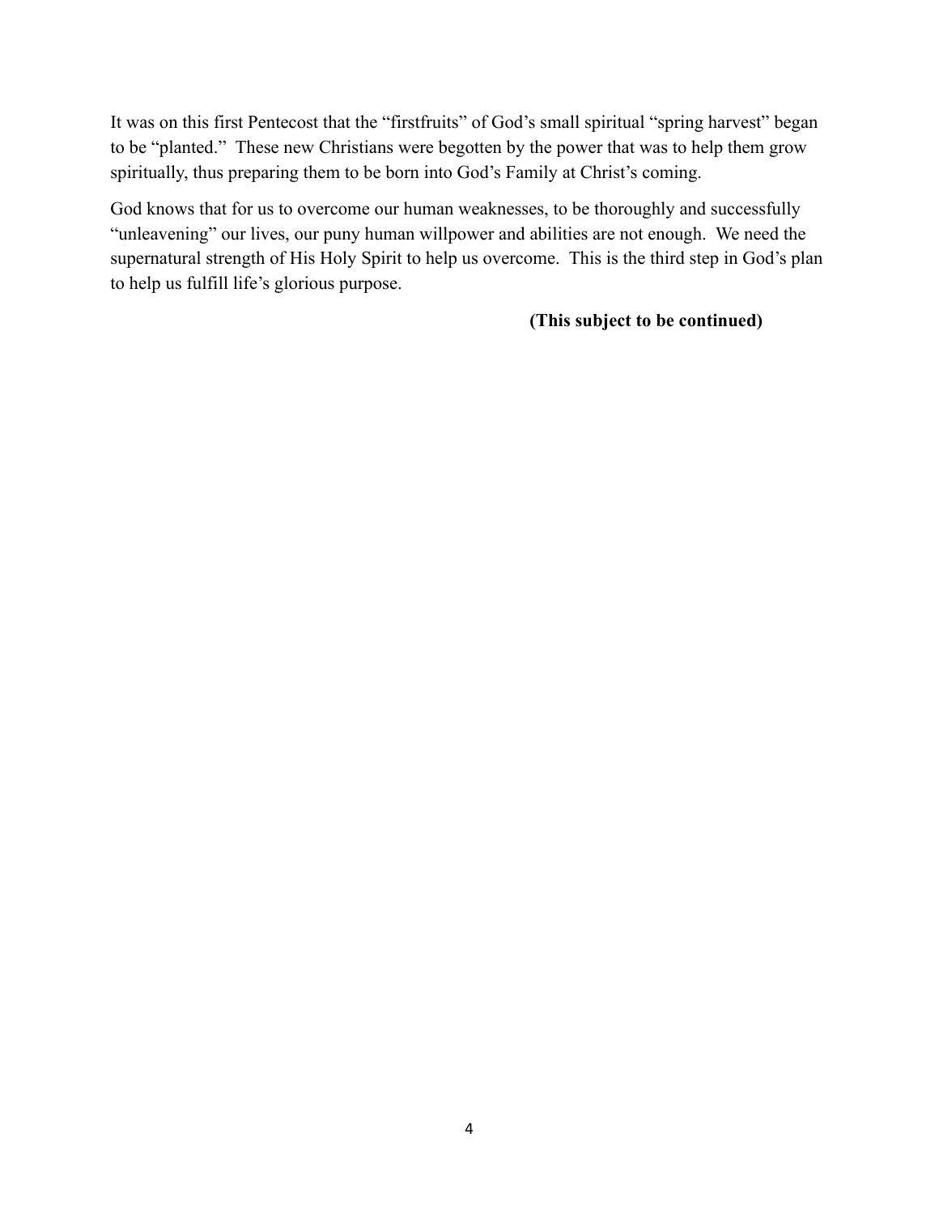It was on this first Pentecost that the "firstfruits" of God's small spiritual "spring harvest" began to be "planted." These new Christians were begotten by the power that was to help them grow spiritually, thus preparing them to be born into God's Family at Christ's coming.

God knows that for us to overcome our human weaknesses, to be thoroughly and successfully "unleavening" our lives, our puny human willpower and abilities are not enough. We need the supernatural strength of His Holy Spirit to help us overcome. This is the third step in God's plan to help us fulfill life's glorious purpose.

**(This subject to be continued)**